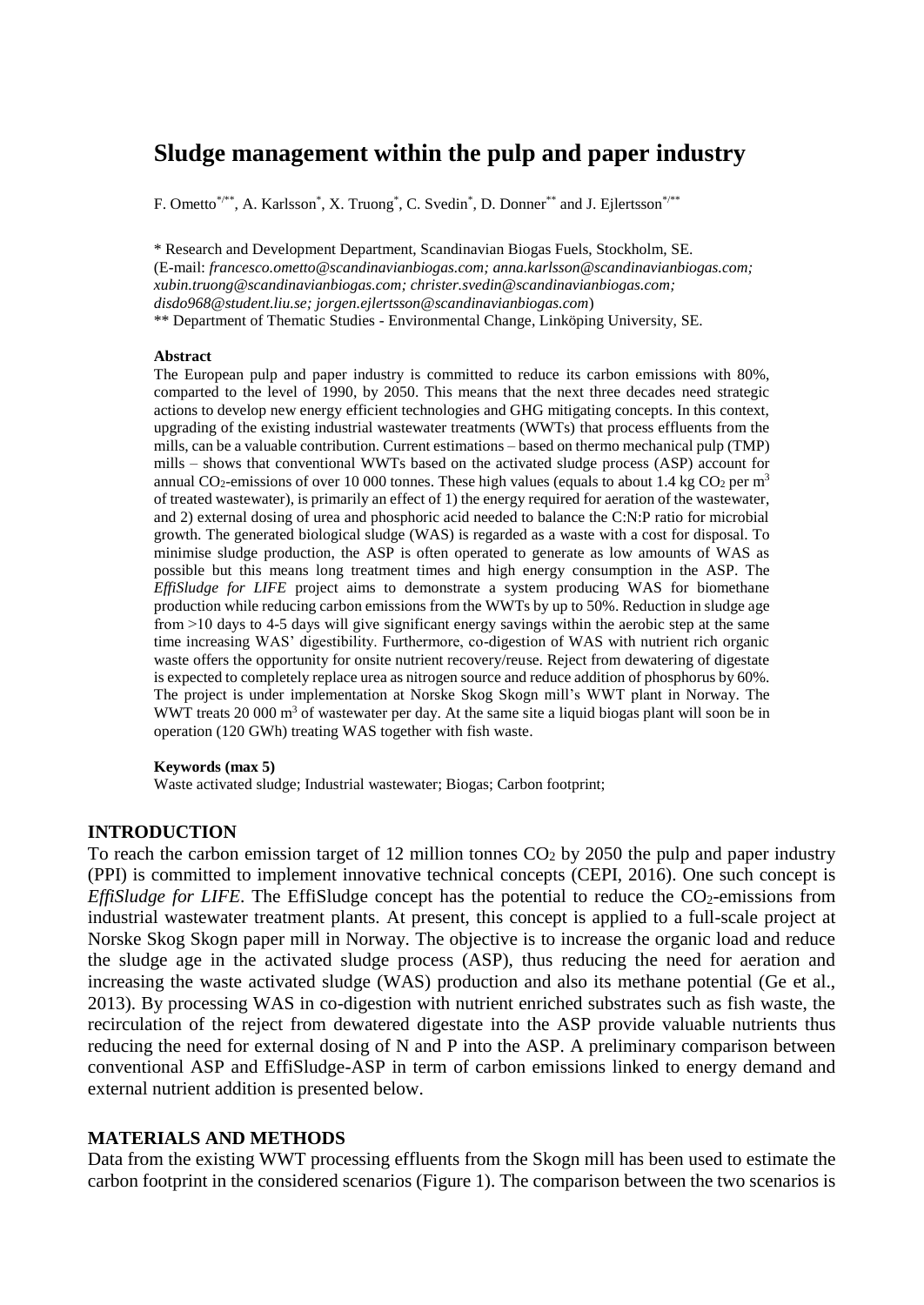# Sludge management within the pulp and paper industry

F. Ometto[\*/\*\*], A. Karlsson[\*], X. Truong[\*], C. Svedin[\*], D. Donner[\*\*] and J. Ejlertsson[\*/\*\*]

\* Research and Development Department, Scandinavian Biogas Fuels, Stockholm, SE.
(E-mail: *francesco.ometto@scandinavianbiogas.com; anna.karlsson@scandinavianbiogas.com; xubin.truong@scandinavianbiogas.com; christer.svedin@scandinavianbiogas.com; disdo968@student.liu.se; jorgen.ejlertsson@scandinavianbiogas.com*)
\*\* Department of Thematic Studies - Environmental Change, Linköping University, SE.

**Abstract**

The European pulp and paper industry is committed to reduce its carbon emissions with 80%, comparted to the level of 1990, by 2050. This means that the next three decades need strategic actions to develop new energy efficient technologies and GHG mitigating concepts. In this context, upgrading of the existing industrial wastewater treatments (WWTs) that process effluents from the mills, can be a valuable contribution. Current estimations – based on thermo mechanical pulp (TMP) mills – shows that conventional WWTs based on the activated sludge process (ASP) account for annual $CO_2$-emissions of over 10 000 tonnes. These high values (equals to about 1.4 kg $CO_2$ per $m^3$ of treated wastewater), is primarily an effect of 1) the energy required for aeration of the wastewater, and 2) external dosing of urea and phosphoric acid needed to balance the C:N:P ratio for microbial growth. The generated biological sludge (WAS) is regarded as a waste with a cost for disposal. To minimise sludge production, the ASP is often operated to generate as low amounts of WAS as possible but this means long treatment times and high energy consumption in the ASP. The *EffiSludge for LIFE* project aims to demonstrate a system producing WAS for biomethane production while reducing carbon emissions from the WWTs by up to 50%. Reduction in sludge age from >10 days to 4-5 days will give significant energy savings within the aerobic step at the same time increasing WAS' digestibility. Furthermore, co-digestion of WAS with nutrient rich organic waste offers the opportunity for onsite nutrient recovery/reuse. Reject from dewatering of digestate is expected to completely replace urea as nitrogen source and reduce addition of phosphorus by 60%. The project is under implementation at Norske Skog Skogn mill's WWT plant in Norway. The WWT treats 20 000 $m^3$ of wastewater per day. At the same site a liquid biogas plant will soon be in operation (120 GWh) treating WAS together with fish waste.

**Keywords (max 5)**

Waste activated sludge; Industrial wastewater; Biogas; Carbon footprint;

## INTRODUCTION

To reach the carbon emission target of 12 million tonnes $CO_2$ by 2050 the pulp and paper industry (PPI) is committed to implement innovative technical concepts (CEPI, 2016). One such concept is *EffiSludge for LIFE*. The EffiSludge concept has the potential to reduce the $CO_2$-emissions from industrial wastewater treatment plants. At present, this concept is applied to a full-scale project at Norske Skog Skogn paper mill in Norway. The objective is to increase the organic load and reduce the sludge age in the activated sludge process (ASP), thus reducing the need for aeration and increasing the waste activated sludge (WAS) production and also its methane potential (Ge et al., 2013). By processing WAS in co-digestion with nutrient enriched substrates such as fish waste, the recirculation of the reject from dewatered digestate into the ASP provide valuable nutrients thus reducing the need for external dosing of N and P into the ASP. A preliminary comparison between conventional ASP and EffiSludge-ASP in term of carbon emissions linked to energy demand and external nutrient addition is presented below.

## MATERIALS AND METHODS

Data from the existing WWT processing effluents from the Skogn mill has been used to estimate the carbon footprint in the considered scenarios (Figure 1). The comparison between the two scenarios is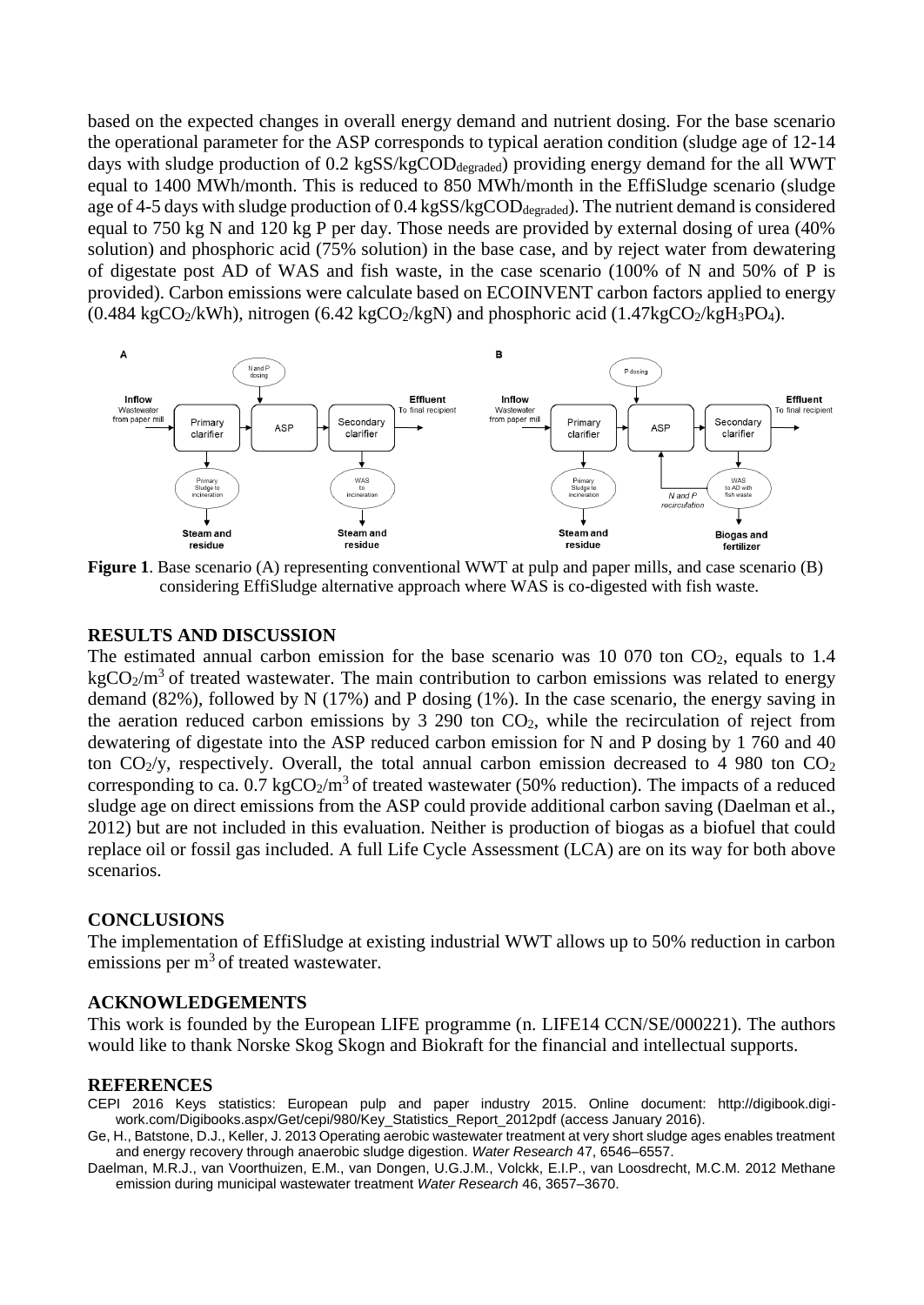based on the expected changes in overall energy demand and nutrient dosing. For the base scenario the operational parameter for the ASP corresponds to typical aeration condition (sludge age of 12-14 days with sludge production of 0.2 $kgSS/kgCOD_{degraded}$) providing energy demand for the all WWT equal to 1400 MWh/month. This is reduced to 850 MWh/month in the EffiSludge scenario (sludge age of 4-5 days with sludge production of 0.4 $kgSS/kgCOD_{degraded}$). The nutrient demand is considered equal to 750 kg N and 120 kg P per day. Those needs are provided by external dosing of urea (40% solution) and phosphoric acid (75% solution) in the base case, and by reject water from dewatering of digestate post AD of WAS and fish waste, in the case scenario (100% of N and 50% of P is provided). Carbon emissions were calculate based on ECOINVENT carbon factors applied to energy (0.484 $kgCO_2/kWh$), nitrogen (6.42 $kgCO_2/kgN$) and phosphoric acid (1.47$kgCO_2/kgH_3PO_4$).

A

N and P dosing

Inflow
Wastewater from paper mill

Primary clarifier

ASP

Secondary clarifier

Effluent
To final recipient

Primary Sludge to incineration

WAS to incineration

Steam and residue

Steam and residue

B

P dosing

Inflow
Wastewater from paper mill

Primary clarifier

ASP

Secondary clarifier

Effluent
To final recipient

Primary Sludge to incineration

N and P recirculation

WAS to AD with fish waste

Steam and residue

Biogas and fertilizer

**Figure 1**. Base scenario (A) representing conventional WWT at pulp and paper mills, and case scenario (B) considering EffiSludge alternative approach where WAS is co-digested with fish waste.

## RESULTS AND DISCUSSION

The estimated annual carbon emission for the base scenario was 10 070 ton $CO_2$, equals to 1.4 $kgCO_2/m^3$ of treated wastewater. The main contribution to carbon emissions was related to energy demand (82%), followed by N (17%) and P dosing (1%). In the case scenario, the energy saving in the aeration reduced carbon emissions by 3 290 ton $CO_2$, while the recirculation of reject from dewatering of digestate into the ASP reduced carbon emission for N and P dosing by 1 760 and 40 ton $CO_2/y$, respectively. Overall, the total annual carbon emission decreased to 4 980 ton $CO_2$ corresponding to ca. 0.7 $kgCO_2/m^3$ of treated wastewater (50% reduction). The impacts of a reduced sludge age on direct emissions from the ASP could provide additional carbon saving (Daelman et al., 2012) but are not included in this evaluation. Neither is production of biogas as a biofuel that could replace oil or fossil gas included. A full Life Cycle Assessment (LCA) are on its way for both above scenarios.

## CONCLUSIONS

The implementation of EffiSludge at existing industrial WWT allows up to 50% reduction in carbon emissions per $m^3$ of treated wastewater.

## ACKNOWLEDGEMENTS

This work is founded by the European LIFE programme (n. LIFE14 CCN/SE/000221). The authors would like to thank Norske Skog Skogn and Biokraft for the financial and intellectual supports.

## REFERENCES

CEPI 2016 Keys statistics: European pulp and paper industry 2015. Online document: http://digibook.digi-work.com/Digibooks.aspx/Get/cepi/980/Key_Statistics_Report_2012pdf (access January 2016).

Ge, H., Batstone, D.J., Keller, J. 2013 Operating aerobic wastewater treatment at very short sludge ages enables treatment and energy recovery through anaerobic sludge digestion. *Water Research* 47, 6546–6557.

Daelman, M.R.J., van Voorthuizen, E.M., van Dongen, U.G.J.M., Volckk, E.I.P., van Loosdrecht, M.C.M. 2012 Methane emission during municipal wastewater treatment *Water Research* 46, 3657–3670.